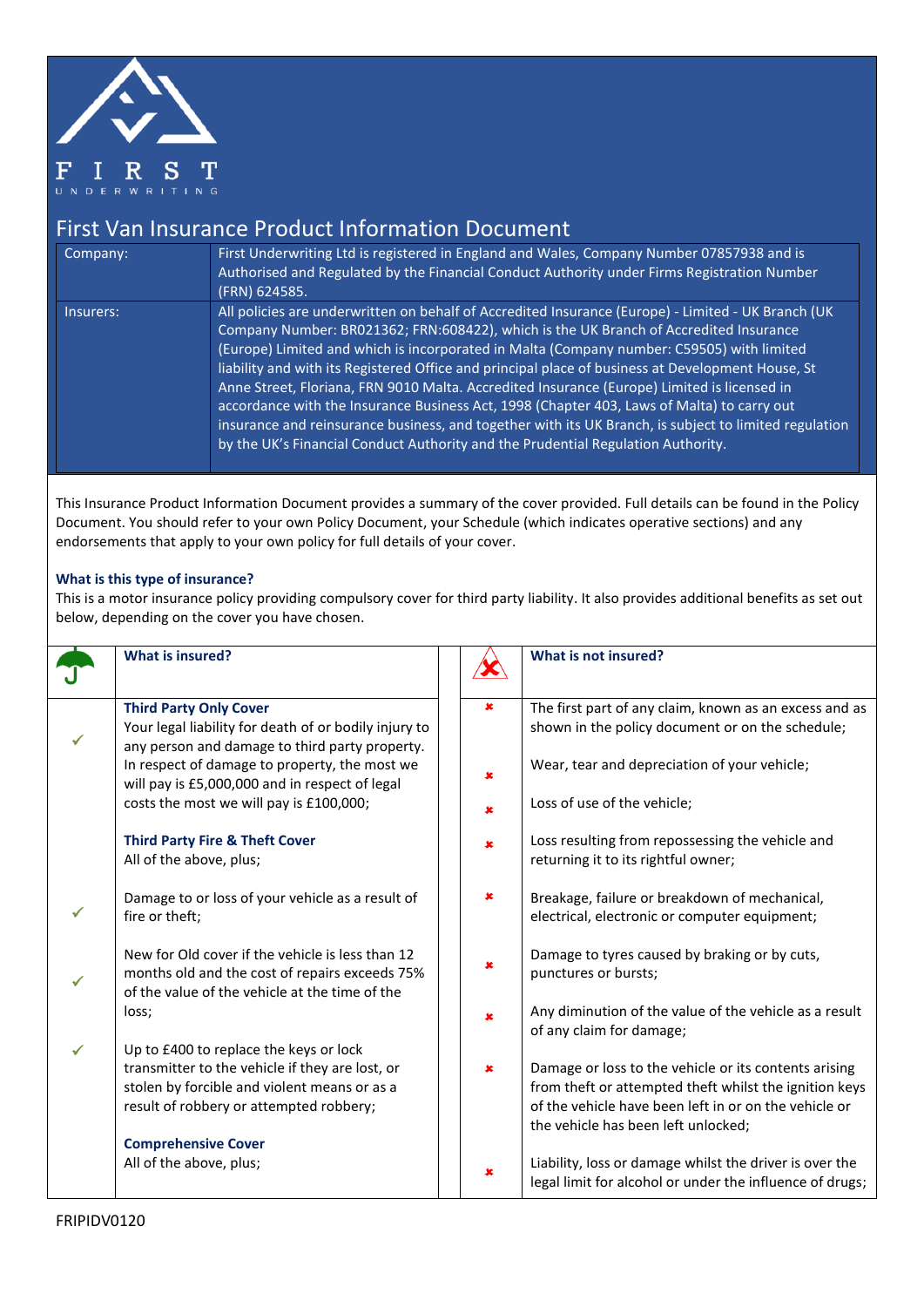FIRST
UNDERWRITING

# First Van Insurance Product Information Document

| | |
|---|---|
| Company: | First Underwriting Ltd is registered in England and Wales, Company Number 07857938 and is Authorised and Regulated by the Financial Conduct Authority under Firms Registration Number (FRN) 624585. |
| Insurers: | All policies are underwritten on behalf of Accredited Insurance (Europe) - Limited - UK Branch (UK Company Number: BR021362; FRN:608422), which is the UK Branch of Accredited Insurance (Europe) Limited and which is incorporated in Malta (Company number: C59505) with limited liability and with its Registered Office and principal place of business at Development House, St Anne Street, Floriana, FRN 9010 Malta. Accredited Insurance (Europe) Limited is licensed in accordance with the Insurance Business Act, 1998 (Chapter 403, Laws of Malta) to carry out insurance and reinsurance business, and together with its UK Branch, is subject to limited regulation by the UK's Financial Conduct Authority and the Prudential Regulation Authority. |

This Insurance Product Information Document provides a summary of the cover provided. Full details can be found in the Policy Document. You should refer to your own Policy Document, your Schedule (which indicates operative sections) and any endorsements that apply to your own policy for full details of your cover.

### What is this type of insurance?

This is a motor insurance policy providing compulsory cover for third party liability. It also provides additional benefits as set out below, depending on the cover you have chosen.

## What is insured?

**Third Party Only Cover**

- ✓ Your legal liability for death of or bodily injury to any person and damage to third party property. In respect of damage to property, the most we will pay is £5,000,000 and in respect of legal costs the most we will pay is £100,000;

**Third Party Fire & Theft Cover**

All of the above, plus;

- ✓ Damage to or loss of your vehicle as a result of fire or theft;
- ✓ New for Old cover if the vehicle is less than 12 months old and the cost of repairs exceeds 75% of the value of the vehicle at the time of the loss;
- ✓ Up to £400 to replace the keys or lock transmitter to the vehicle if they are lost, or stolen by forcible and violent means or as a result of robbery or attempted robbery;

**Comprehensive Cover**

All of the above, plus;

## What is not insured?

- ✗ The first part of any claim, known as an excess and as shown in the policy document or on the schedule;
- ✗ Wear, tear and depreciation of your vehicle;
- ✗ Loss of use of the vehicle;
- ✗ Loss resulting from repossessing the vehicle and returning it to its rightful owner;
- ✗ Breakage, failure or breakdown of mechanical, electrical, electronic or computer equipment;
- ✗ Damage to tyres caused by braking or by cuts, punctures or bursts;
- ✗ Any diminution of the value of the vehicle as a result of any claim for damage;
- ✗ Damage or loss to the vehicle or its contents arising from theft or attempted theft whilst the ignition keys of the vehicle have been left in or on the vehicle or the vehicle has been left unlocked;
- ✗ Liability, loss or damage whilst the driver is over the legal limit for alcohol or under the influence of drugs;

FRIPIDV0120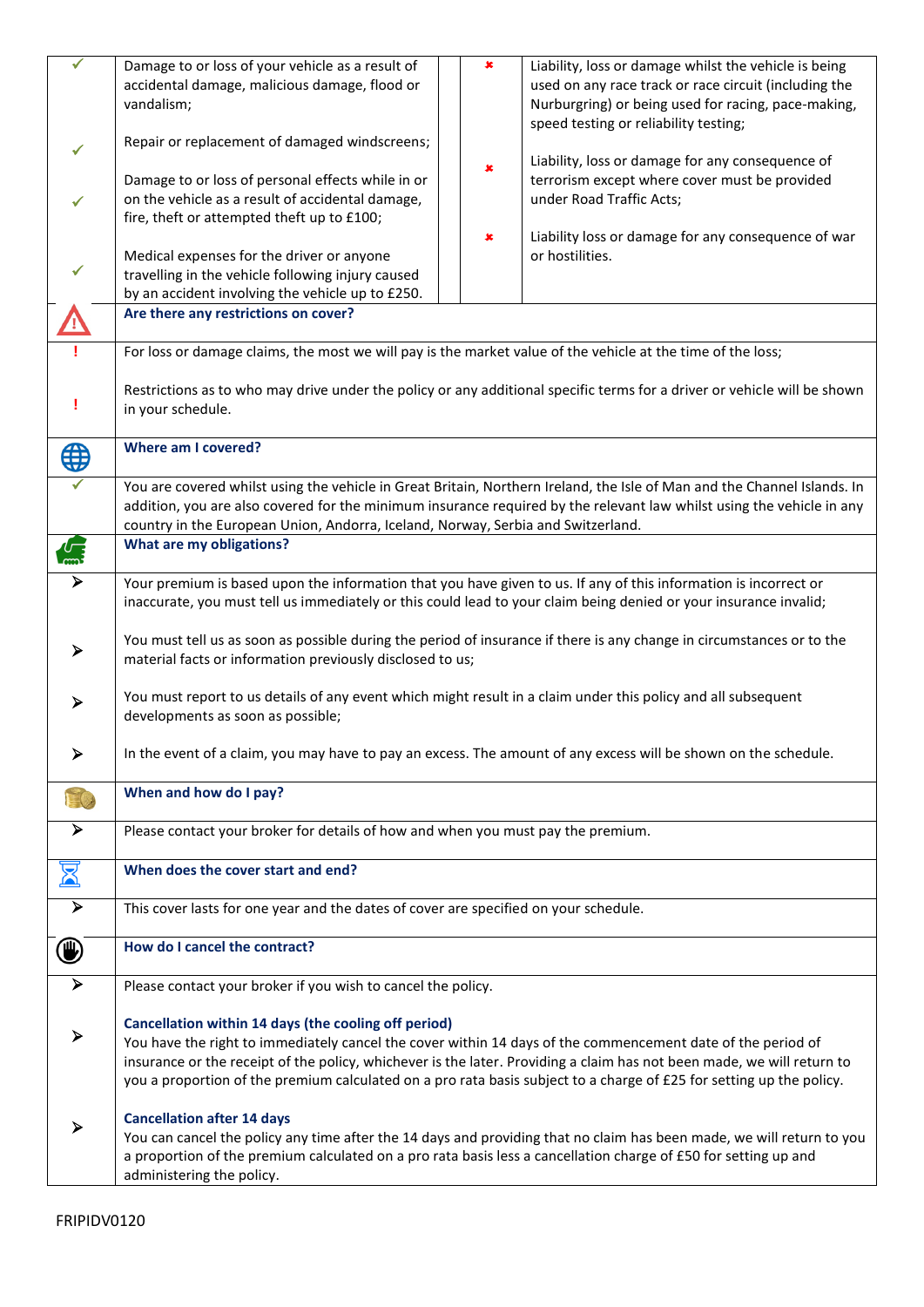| | | | |
|---|---|---|---|
| ✓ | Damage to or loss of your vehicle as a result of accidental damage, malicious damage, flood or vandalism; | ✗ | Liability, loss or damage whilst the vehicle is being used on any race track or race circuit (including the Nurburgring) or being used for racing, pace-making, speed testing or reliability testing; |
| ✓ | Repair or replacement of damaged windscreens; | ✗ | Liability, loss or damage for any consequence of terrorism except where cover must be provided under Road Traffic Acts; |
| ✓ | Damage to or loss of personal effects while in or on the vehicle as a result of accidental damage, fire, theft or attempted theft up to £100; | ✗ | Liability loss or damage for any consequence of war or hostilities. |
| ✓ | Medical expenses for the driver or anyone travelling in the vehicle following injury caused by an accident involving the vehicle up to £250. | | |

### Are there any restrictions on cover?

- ! For loss or damage claims, the most we will pay is the market value of the vehicle at the time of the loss;
- ! Restrictions as to who may drive under the policy or any additional specific terms for a driver or vehicle will be shown in your schedule.

### Where am I covered?

✓ You are covered whilst using the vehicle in Great Britain, Northern Ireland, the Isle of Man and the Channel Islands. In addition, you are also covered for the minimum insurance required by the relevant law whilst using the vehicle in any country in the European Union, Andorra, Iceland, Norway, Serbia and Switzerland.

### What are my obligations?

- Your premium is based upon the information that you have given to us. If any of this information is incorrect or inaccurate, you must tell us immediately or this could lead to your claim being denied or your insurance invalid;
- You must tell us as soon as possible during the period of insurance if there is any change in circumstances or to the material facts or information previously disclosed to us;
- You must report to us details of any event which might result in a claim under this policy and all subsequent developments as soon as possible;
- In the event of a claim, you may have to pay an excess. The amount of any excess will be shown on the schedule.

### When and how do I pay?

- Please contact your broker for details of how and when you must pay the premium.

### When does the cover start and end?

- This cover lasts for one year and the dates of cover are specified on your schedule.

### How do I cancel the contract?

- Please contact your broker if you wish to cancel the policy.
- **Cancellation within 14 days (the cooling off period)**
  You have the right to immediately cancel the cover within 14 days of the commencement date of the period of insurance or the receipt of the policy, whichever is the later. Providing a claim has not been made, we will return to you a proportion of the premium calculated on a pro rata basis subject to a charge of £25 for setting up the policy.
- **Cancellation after 14 days**
  You can cancel the policy any time after the 14 days and providing that no claim has been made, we will return to you a proportion of the premium calculated on a pro rata basis less a cancellation charge of £50 for setting up and administering the policy.

FRIPIDV0120